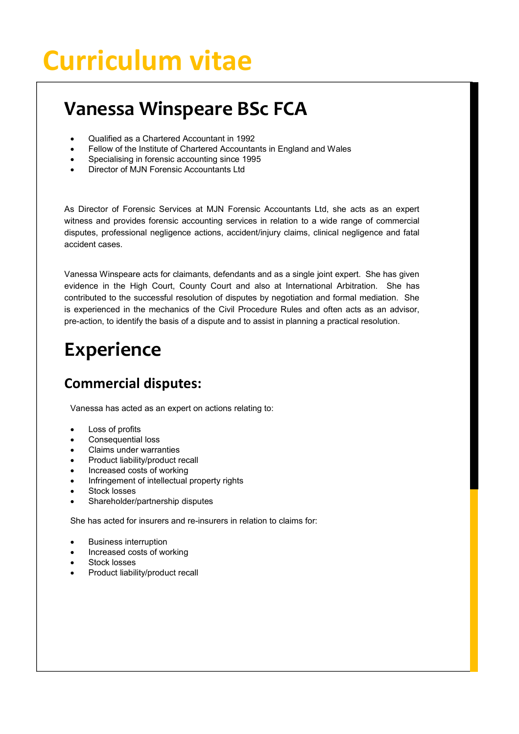# Curriculum vitae

## Vanessa Winspeare BSc FCA

- Qualified as a Chartered Accountant in 1992
- Fellow of the Institute of Chartered Accountants in England and Wales
- Specialising in forensic accounting since 1995
- Director of MJN Forensic Accountants Ltd

As Director of Forensic Services at MJN Forensic Accountants Ltd, she acts as an expert witness and provides forensic accounting services in relation to a wide range of commercial disputes, professional negligence actions, accident/injury claims, clinical negligence and fatal accident cases.

Vanessa Winspeare acts for claimants, defendants and as a single joint expert. She has given evidence in the High Court, County Court and also at International Arbitration. She has contributed to the successful resolution of disputes by negotiation and formal mediation. She is experienced in the mechanics of the Civil Procedure Rules and often acts as an advisor, pre-action, to identify the basis of a dispute and to assist in planning a practical resolution.

## Experience

### Commercial disputes:

Vanessa has acted as an expert on actions relating to:

- Loss of profits
- Consequential loss
- Claims under warranties
- Product liability/product recall
- Increased costs of working
- Infringement of intellectual property rights
- Stock losses
- Shareholder/partnership disputes

She has acted for insurers and re-insurers in relation to claims for:

- Business interruption
- Increased costs of working
- Stock losses
- Product liability/product recall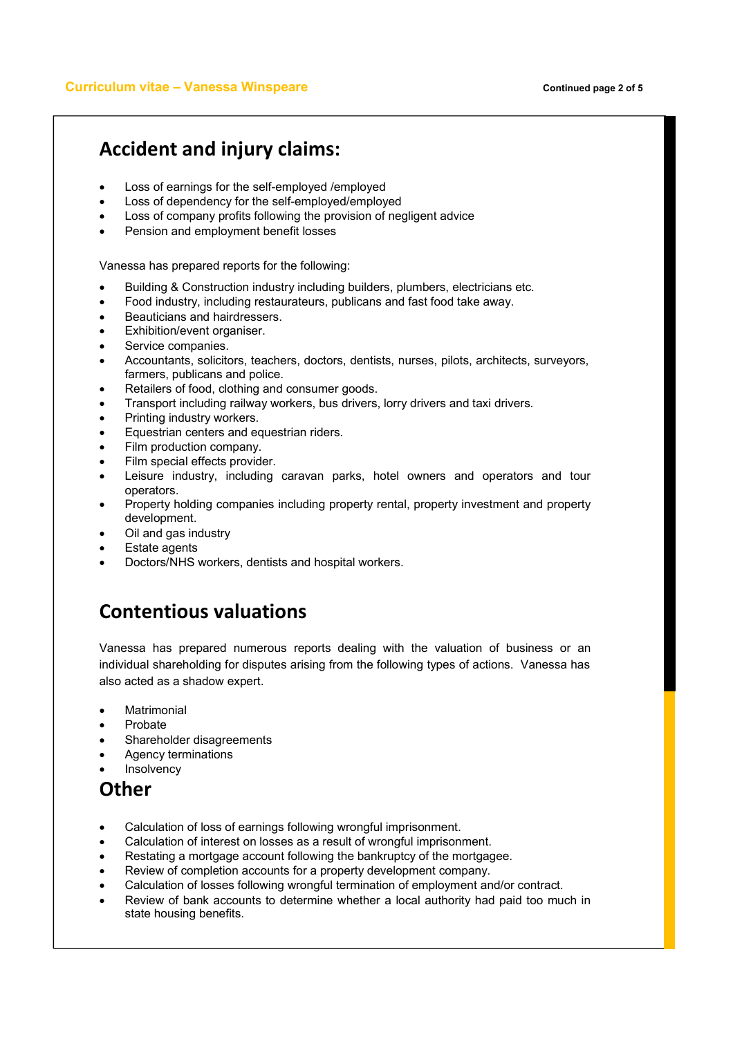## Accident and injury claims:

- Loss of earnings for the self-employed /employed
- Loss of dependency for the self-employed/employed
- Loss of company profits following the provision of negligent advice
- Pension and employment benefit losses

Vanessa has prepared reports for the following:

- Building & Construction industry including builders, plumbers, electricians etc.
- Food industry, including restaurateurs, publicans and fast food take away.
- Beauticians and hairdressers.
- Exhibition/event organiser.
- Service companies.
- Accountants, solicitors, teachers, doctors, dentists, nurses, pilots, architects, surveyors, farmers, publicans and police.
- Retailers of food, clothing and consumer goods.
- Transport including railway workers, bus drivers, lorry drivers and taxi drivers.
- Printing industry workers.
- Equestrian centers and equestrian riders.
- Film production company.
- Film special effects provider.
- Leisure industry, including caravan parks, hotel owners and operators and tour operators.
- Property holding companies including property rental, property investment and property development.
- Oil and gas industry
- Estate agents
- Doctors/NHS workers, dentists and hospital workers.

## Contentious valuations

Vanessa has prepared numerous reports dealing with the valuation of business or an individual shareholding for disputes arising from the following types of actions. Vanessa has also acted as a shadow expert.

- Matrimonial
- Probate
- Shareholder disagreements
- Agency terminations
- Insolvency

## Other

- Calculation of loss of earnings following wrongful imprisonment.
- Calculation of interest on losses as a result of wrongful imprisonment.
- Restating a mortgage account following the bankruptcy of the mortgagee.
- Review of completion accounts for a property development company.
- Calculation of losses following wrongful termination of employment and/or contract.
- Review of bank accounts to determine whether a local authority had paid too much in state housing benefits.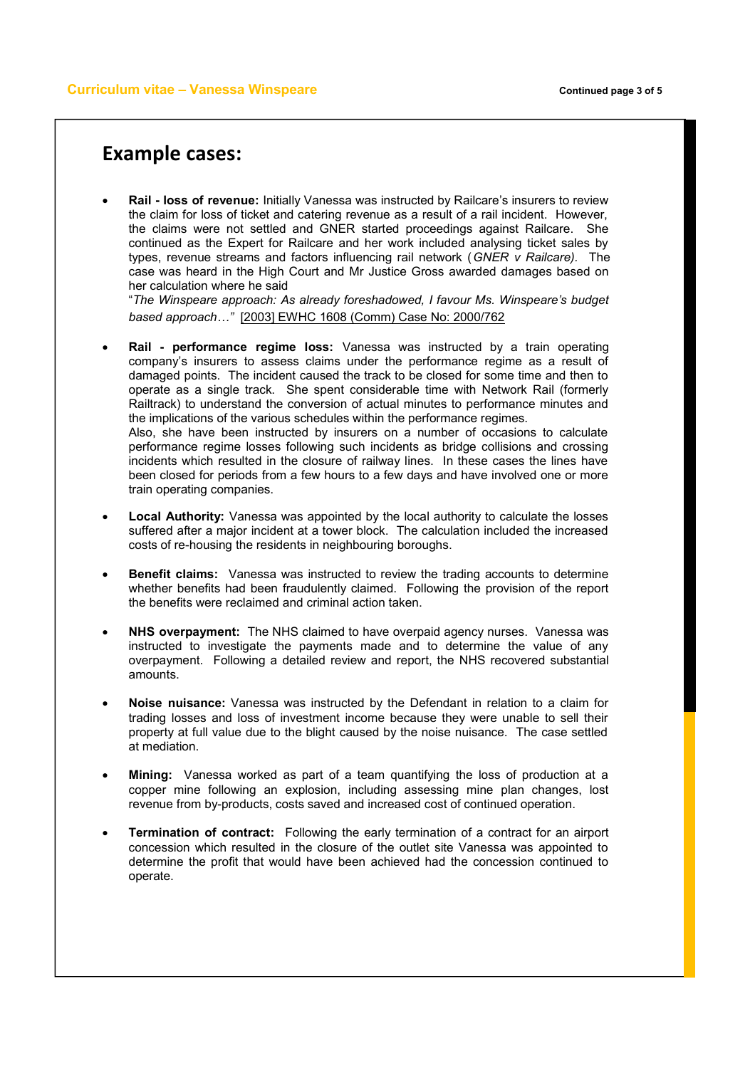## Example cases:

- **Rail - loss of revenue:** Initially Vanessa was instructed by Railcare's insurers to review the claim for loss of ticket and catering revenue as a result of a rail incident. However, the claims were not settled and GNER started proceedings against Railcare. She continued as the Expert for Railcare and her work included analysing ticket sales by types, revenue streams and factors influencing rail network (*GNER v Railcare).* The case was heard in the High Court and Mr Justice Gross awarded damages based on her calculation where he said
"*The Winspeare approach: As already foreshadowed, I favour Ms. Winspeare's budget based approach…"* [2003] EWHC 1608 (Comm) Case No: 2000/762

- **Rail - performance regime loss:** Vanessa was instructed by a train operating company's insurers to assess claims under the performance regime as a result of damaged points. The incident caused the track to be closed for some time and then to operate as a single track. She spent considerable time with Network Rail (formerly Railtrack) to understand the conversion of actual minutes to performance minutes and the implications of the various schedules within the performance regimes.
Also, she have been instructed by insurers on a number of occasions to calculate performance regime losses following such incidents as bridge collisions and crossing incidents which resulted in the closure of railway lines. In these cases the lines have been closed for periods from a few hours to a few days and have involved one or more train operating companies.

- **Local Authority:** Vanessa was appointed by the local authority to calculate the losses suffered after a major incident at a tower block. The calculation included the increased costs of re-housing the residents in neighbouring boroughs.

- **Benefit claims:** Vanessa was instructed to review the trading accounts to determine whether benefits had been fraudulently claimed. Following the provision of the report the benefits were reclaimed and criminal action taken.

- **NHS overpayment:** The NHS claimed to have overpaid agency nurses. Vanessa was instructed to investigate the payments made and to determine the value of any overpayment. Following a detailed review and report, the NHS recovered substantial amounts.

- **Noise nuisance:** Vanessa was instructed by the Defendant in relation to a claim for trading losses and loss of investment income because they were unable to sell their property at full value due to the blight caused by the noise nuisance. The case settled at mediation.

- **Mining:** Vanessa worked as part of a team quantifying the loss of production at a copper mine following an explosion, including assessing mine plan changes, lost revenue from by-products, costs saved and increased cost of continued operation.

- **Termination of contract:** Following the early termination of a contract for an airport concession which resulted in the closure of the outlet site Vanessa was appointed to determine the profit that would have been achieved had the concession continued to operate.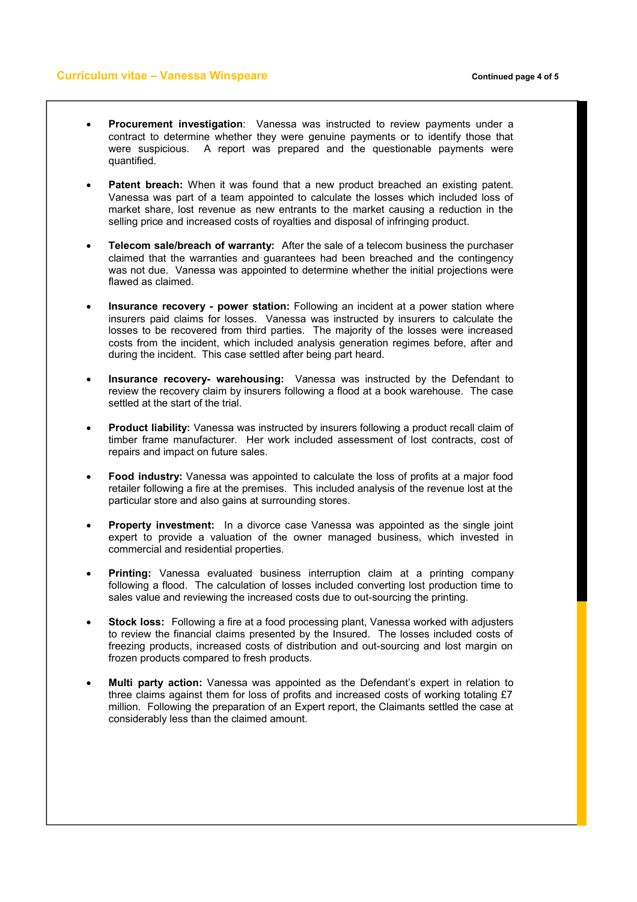- **Procurement investigation**: Vanessa was instructed to review payments under a contract to determine whether they were genuine payments or to identify those that were suspicious. A report was prepared and the questionable payments were quantified.

- **Patent breach:** When it was found that a new product breached an existing patent. Vanessa was part of a team appointed to calculate the losses which included loss of market share, lost revenue as new entrants to the market causing a reduction in the selling price and increased costs of royalties and disposal of infringing product.

- **Telecom sale/breach of warranty:** After the sale of a telecom business the purchaser claimed that the warranties and guarantees had been breached and the contingency was not due. Vanessa was appointed to determine whether the initial projections were flawed as claimed.

- **Insurance recovery - power station:** Following an incident at a power station where insurers paid claims for losses. Vanessa was instructed by insurers to calculate the losses to be recovered from third parties. The majority of the losses were increased costs from the incident, which included analysis generation regimes before, after and during the incident. This case settled after being part heard.

- **Insurance recovery- warehousing:** Vanessa was instructed by the Defendant to review the recovery claim by insurers following a flood at a book warehouse. The case settled at the start of the trial.

- **Product liability:** Vanessa was instructed by insurers following a product recall claim of timber frame manufacturer. Her work included assessment of lost contracts, cost of repairs and impact on future sales.

- **Food industry:** Vanessa was appointed to calculate the loss of profits at a major food retailer following a fire at the premises. This included analysis of the revenue lost at the particular store and also gains at surrounding stores.

- **Property investment:** In a divorce case Vanessa was appointed as the single joint expert to provide a valuation of the owner managed business, which invested in commercial and residential properties.

- **Printing:** Vanessa evaluated business interruption claim at a printing company following a flood. The calculation of losses included converting lost production time to sales value and reviewing the increased costs due to out-sourcing the printing.

- **Stock loss:** Following a fire at a food processing plant, Vanessa worked with adjusters to review the financial claims presented by the Insured. The losses included costs of freezing products, increased costs of distribution and out-sourcing and lost margin on frozen products compared to fresh products.

- **Multi party action:** Vanessa was appointed as the Defendant's expert in relation to three claims against them for loss of profits and increased costs of working totaling £7 million. Following the preparation of an Expert report, the Claimants settled the case at considerably less than the claimed amount.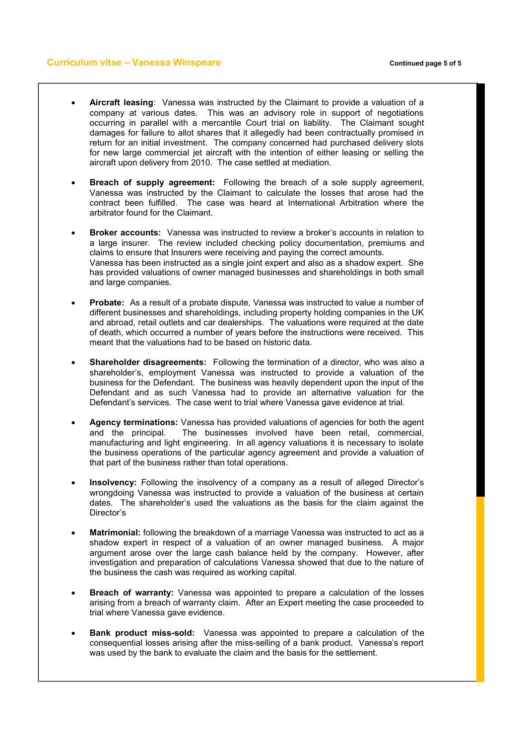- **Aircraft leasing**: Vanessa was instructed by the Claimant to provide a valuation of a company at various dates. This was an advisory role in support of negotiations occurring in parallel with a mercantile Court trial on liability. The Claimant sought damages for failure to allot shares that it allegedly had been contractually promised in return for an initial investment. The company concerned had purchased delivery slots for new large commercial jet aircraft with the intention of either leasing or selling the aircraft upon delivery from 2010. The case settled at mediation.

- **Breach of supply agreement:** Following the breach of a sole supply agreement, Vanessa was instructed by the Claimant to calculate the losses that arose had the contract been fulfilled. The case was heard at International Arbitration where the arbitrator found for the Claimant.

- **Broker accounts:** Vanessa was instructed to review a broker's accounts in relation to a large insurer. The review included checking policy documentation, premiums and claims to ensure that Insurers were receiving and paying the correct amounts.
  Vanessa has been instructed as a single joint expert and also as a shadow expert. She has provided valuations of owner managed businesses and shareholdings in both small and large companies.

- **Probate:** As a result of a probate dispute, Vanessa was instructed to value a number of different businesses and shareholdings, including property holding companies in the UK and abroad, retail outlets and car dealerships. The valuations were required at the date of death, which occurred a number of years before the instructions were received. This meant that the valuations had to be based on historic data.

- **Shareholder disagreements:** Following the termination of a director, who was also a shareholder's, employment Vanessa was instructed to provide a valuation of the business for the Defendant. The business was heavily dependent upon the input of the Defendant and as such Vanessa had to provide an alternative valuation for the Defendant's services. The case went to trial where Vanessa gave evidence at trial.

- **Agency terminations:** Vanessa has provided valuations of agencies for both the agent and the principal. The businesses involved have been retail, commercial, manufacturing and light engineering. In all agency valuations it is necessary to isolate the business operations of the particular agency agreement and provide a valuation of that part of the business rather than total operations.

- **Insolvency:** Following the insolvency of a company as a result of alleged Director's wrongdoing Vanessa was instructed to provide a valuation of the business at certain dates. The shareholder's used the valuations as the basis for the claim against the Director's

- **Matrimonial:** following the breakdown of a marriage Vanessa was instructed to act as a shadow expert in respect of a valuation of an owner managed business. A major argument arose over the large cash balance held by the company. However, after investigation and preparation of calculations Vanessa showed that due to the nature of the business the cash was required as working capital.

- **Breach of warranty:** Vanessa was appointed to prepare a calculation of the losses arising from a breach of warranty claim. After an Expert meeting the case proceeded to trial where Vanessa gave evidence.

- **Bank product miss-sold:** Vanessa was appointed to prepare a calculation of the consequential losses arising after the miss-selling of a bank product. Vanessa's report was used by the bank to evaluate the claim and the basis for the settlement.